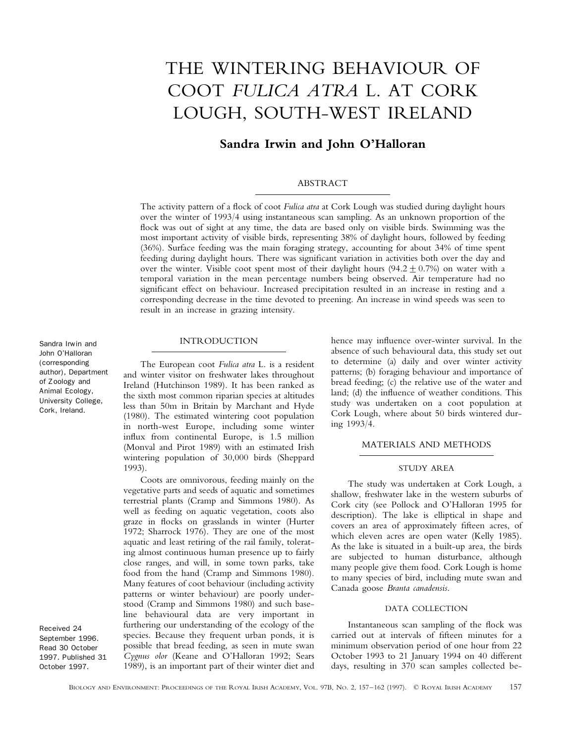# THE WINTERING BEHAVIOUR OF COOT *FULICA ATRA* L. AT CORK LOUGH, SOUTH-WEST IRELAND

**Sandra Irwin and John O'Halloran**

## ABSTRACT

The activity pattern of a flock of coot *Fulica atra* at Cork Lough was studied during daylight hours over the winter of 1993/4 using instantaneous scan sampling. As an unknown proportion of the flock was out of sight at any time, the data are based only on visible birds. Swimming was the most important activity of visible birds, representing 38% of daylight hours, followed by feeding (36%). Surface feeding was the main foraging strategy, accounting for about 34% of time spent feeding during daylight hours. There was significant variation in activities both over the day and over the winter. Visible coot spent most of their daylight hours ($94.2 \pm 0.7\%$) on water with a temporal variation in the mean percentage numbers being observed. Air temperature had no significant effect on behaviour. Increased precipitation resulted in an increase in resting and a corresponding decrease in the time devoted to preening. An increase in wind speeds was seen to result in an increase in grazing intensity.

Sandra Irwin and John O'Halloran (corresponding author), Department of Zoology and Animal Ecology, University College, Cork, Ireland.

Received 24 September 1996. Read 30 October 1997. Published 31 October 1997.

## INTRODUCTION

The European coot *Fulica atra* L. is a resident and winter visitor on freshwater lakes throughout Ireland (Hutchinson 1989). It has been ranked as the sixth most common riparian species at altitudes less than 50m in Britain by Marchant and Hyde (1980). The estimated wintering coot population in north-west Europe, including some winter influx from continental Europe, is 1.5 million (Monval and Pirot 1989) with an estimated Irish wintering population of 30,000 birds (Sheppard 1993).

Coots are omnivorous, feeding mainly on the vegetative parts and seeds of aquatic and sometimes terrestrial plants (Cramp and Simmons 1980). As well as feeding on aquatic vegetation, coots also graze in flocks on grasslands in winter (Hurter 1972; Sharrock 1976). They are one of the most aquatic and least retiring of the rail family, tolerating almost continuous human presence up to fairly close ranges, and will, in some town parks, take food from the hand (Cramp and Simmons 1980). Many features of coot behaviour (including activity patterns or winter behaviour) are poorly understood (Cramp and Simmons 1980) and such baseline behavioural data are very important in furthering our understanding of the ecology of the species. Because they frequent urban ponds, it is possible that bread feeding, as seen in mute swan *Cygnus olor* (Keane and O'Halloran 1992; Sears 1989), is an important part of their winter diet and hence may influence over-winter survival. In the absence of such behavioural data, this study set out to determine (a) daily and over winter activity patterns; (b) foraging behaviour and importance of bread feeding; (c) the relative use of the water and land; (d) the influence of weather conditions. This study was undertaken on a coot population at Cork Lough, where about 50 birds wintered during 1993/4.

## MATERIALS AND METHODS

### STUDY AREA

The study was undertaken at Cork Lough, a shallow, freshwater lake in the western suburbs of Cork city (see Pollock and O'Halloran 1995 for description). The lake is elliptical in shape and covers an area of approximately fifteen acres, of which eleven acres are open water (Kelly 1985). As the lake is situated in a built-up area, the birds are subjected to human disturbance, although many people give them food. Cork Lough is home to many species of bird, including mute swan and Canada goose *Branta canadensis*.

### DATA COLLECTION

Instantaneous scan sampling of the flock was carried out at intervals of fifteen minutes for a minimum observation period of one hour from 22 October 1993 to 21 January 1994 on 40 different days, resulting in 370 scan samples collected be-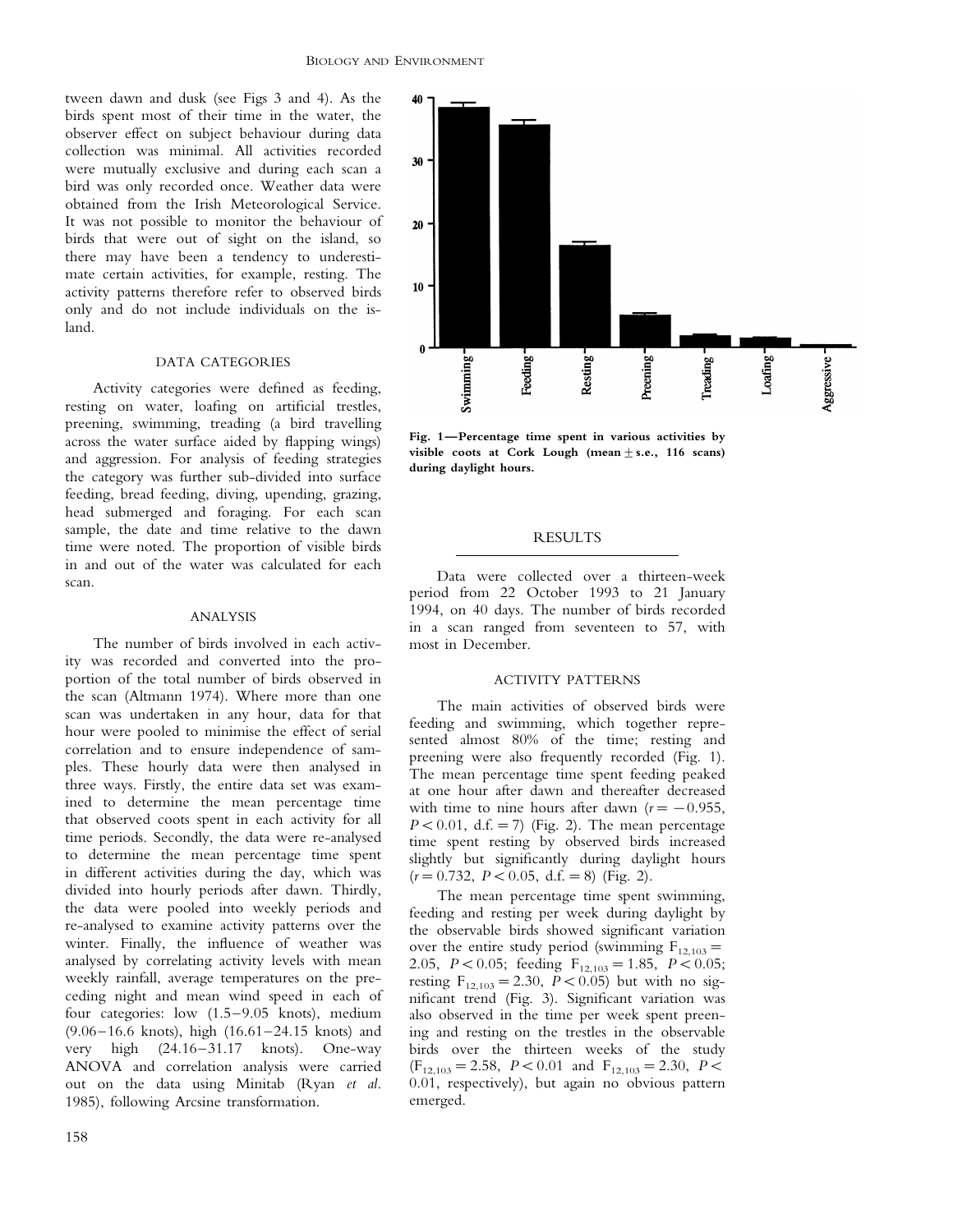tween dawn and dusk (see Figs 3 and 4). As the birds spent most of their time in the water, the observer effect on subject behaviour during data collection was minimal. All activities recorded were mutually exclusive and during each scan a bird was only recorded once. Weather data were obtained from the Irish Meteorological Service. It was not possible to monitor the behaviour of birds that were out of sight on the island, so there may have been a tendency to underestimate certain activities, for example, resting. The activity patterns therefore refer to observed birds only and do not include individuals on the island.

### DATA CATEGORIES

Activity categories were defined as feeding, resting on water, loafing on artificial trestles, preening, swimming, treading (a bird travelling across the water surface aided by flapping wings) and aggression. For analysis of feeding strategies the category was further sub-divided into surface feeding, bread feeding, diving, upending, grazing, head submerged and foraging. For each scan sample, the date and time relative to the dawn time were noted. The proportion of visible birds in and out of the water was calculated for each scan.

### ANALYSIS

The number of birds involved in each activity was recorded and converted into the proportion of the total number of birds observed in the scan (Altmann 1974). Where more than one scan was undertaken in any hour, data for that hour were pooled to minimise the effect of serial correlation and to ensure independence of samples. These hourly data were then analysed in three ways. Firstly, the entire data set was examined to determine the mean percentage time that observed coots spent in each activity for all time periods. Secondly, the data were re-analysed to determine the mean percentage time spent in different activities during the day, which was divided into hourly periods after dawn. Thirdly, the data were pooled into weekly periods and re-analysed to examine activity patterns over the winter. Finally, the influence of weather was analysed by correlating activity levels with mean weekly rainfall, average temperatures on the preceding night and mean wind speed in each of four categories: low (1.5–9.05 knots), medium (9.06–16.6 knots), high (16.61–24.15 knots) and very high (24.16–31.17 knots). One-way ANOVA and correlation analysis were carried out on the data using Minitab (Ryan *et al.* 1985), following Arcsine transformation.

**Fig. 1—Percentage time spent in various activities by visible coots at Cork Lough (mean ± s.e., 116 scans) during daylight hours.**

## RESULTS

Data were collected over a thirteen-week period from 22 October 1993 to 21 January 1994, on 40 days. The number of birds recorded in a scan ranged from seventeen to 57, with most in December.

### ACTIVITY PATTERNS

The main activities of observed birds were feeding and swimming, which together represented almost 80% of the time; resting and preening were also frequently recorded (Fig. 1). The mean percentage time spent feeding peaked at one hour after dawn and thereafter decreased with time to nine hours after dawn ($r = -0.955$, $P < 0.01$, d.f. $= 7$) (Fig. 2). The mean percentage time spent resting by observed birds increased slightly but significantly during daylight hours ($r = 0.732$, $P < 0.05$, d.f. $= 8$) (Fig. 2).

The mean percentage time spent swimming, feeding and resting per week during daylight by the observable birds showed significant variation over the entire study period (swimming $F_{12,103} = 2.05$, $P < 0.05$; feeding $F_{12,103} = 1.85$, $P < 0.05$; resting $F_{12,103} = 2.30$, $P < 0.05$) but with no significant trend (Fig. 3). Significant variation was also observed in the time per week spent preening and resting on the trestles in the observable birds over the thirteen weeks of the study ($F_{12,103} = 2.58$, $P < 0.01$ and $F_{12,103} = 2.30$, $P < 0.01$, respectively), but again no obvious pattern emerged.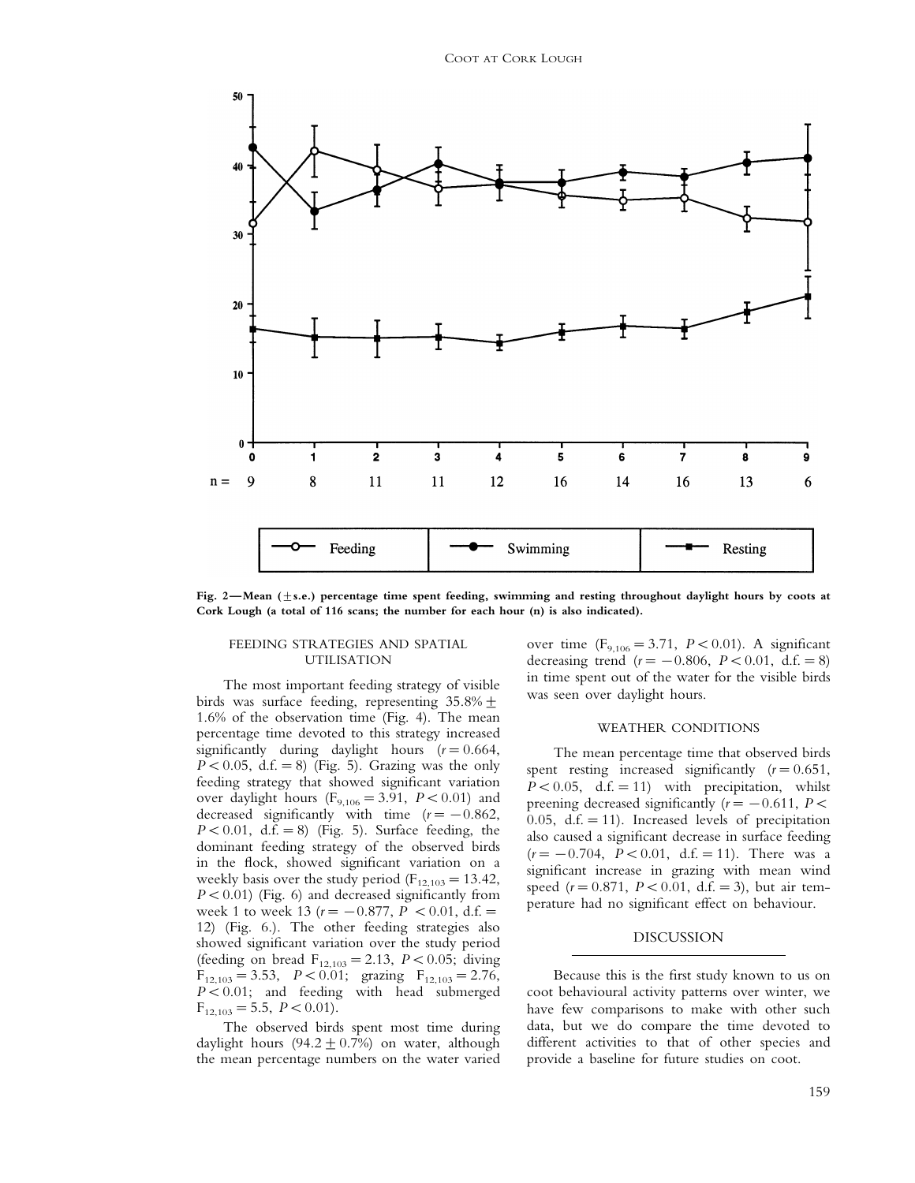Fig. 2—Mean (±s.e.) percentage time spent feeding, swimming and resting throughout daylight hours by coots at Cork Lough (a total of 116 scans; the number for each hour (n) is also indicated).

### FEEDING STRATEGIES AND SPATIAL UTILISATION

The most important feeding strategy of visible birds was surface feeding, representing 35.8% ± 1.6% of the observation time (Fig. 4). The mean percentage time devoted to this strategy increased significantly during daylight hours ($r = 0.664$, $P < 0.05$, d.f. = 8) (Fig. 5). Grazing was the only feeding strategy that showed significant variation over daylight hours ($F_{9,106} = 3.91$, $P < 0.01$) and decreased significantly with time ($r = -0.862$, $P < 0.01$, d.f. = 8) (Fig. 5). Surface feeding, the dominant feeding strategy of the observed birds in the flock, showed significant variation on a weekly basis over the study period ($F_{12,103} = 13.42$, $P < 0.01$) (Fig. 6) and decreased significantly from week 1 to week 13 ($r = -0.877$, $P < 0.01$, d.f. = 12) (Fig. 6.). The other feeding strategies also showed significant variation over the study period (feeding on bread $F_{12,103} = 2.13$, $P < 0.05$; diving $F_{12,103} = 3.53$, $P < 0.01$; grazing $F_{12,103} = 2.76$, $P < 0.01$; and feeding with head submerged $F_{12,103} = 5.5$, $P < 0.01$).

The observed birds spent most time during daylight hours (94.2 ± 0.7%) on water, although the mean percentage numbers on the water varied over time ($F_{9,106} = 3.71$, $P < 0.01$). A significant decreasing trend ($r = -0.806$, $P < 0.01$, d.f. = 8) in time spent out of the water for the visible birds was seen over daylight hours.

### WEATHER CONDITIONS

The mean percentage time that observed birds spent resting increased significantly ($r = 0.651$, $P < 0.05$, d.f. = 11) with precipitation, whilst preening decreased significantly ($r = -0.611$, $P < 0.05$, d.f. = 11). Increased levels of precipitation also caused a significant decrease in surface feeding ($r = -0.704$, $P < 0.01$, d.f. = 11). There was a significant increase in grazing with mean wind speed ($r = 0.871$, $P < 0.01$, d.f. = 3), but air temperature had no significant effect on behaviour.

## DISCUSSION

Because this is the first study known to us on coot behavioural activity patterns over winter, we have few comparisons to make with other such data, but we do compare the time devoted to different activities to that of other species and provide a baseline for future studies on coot.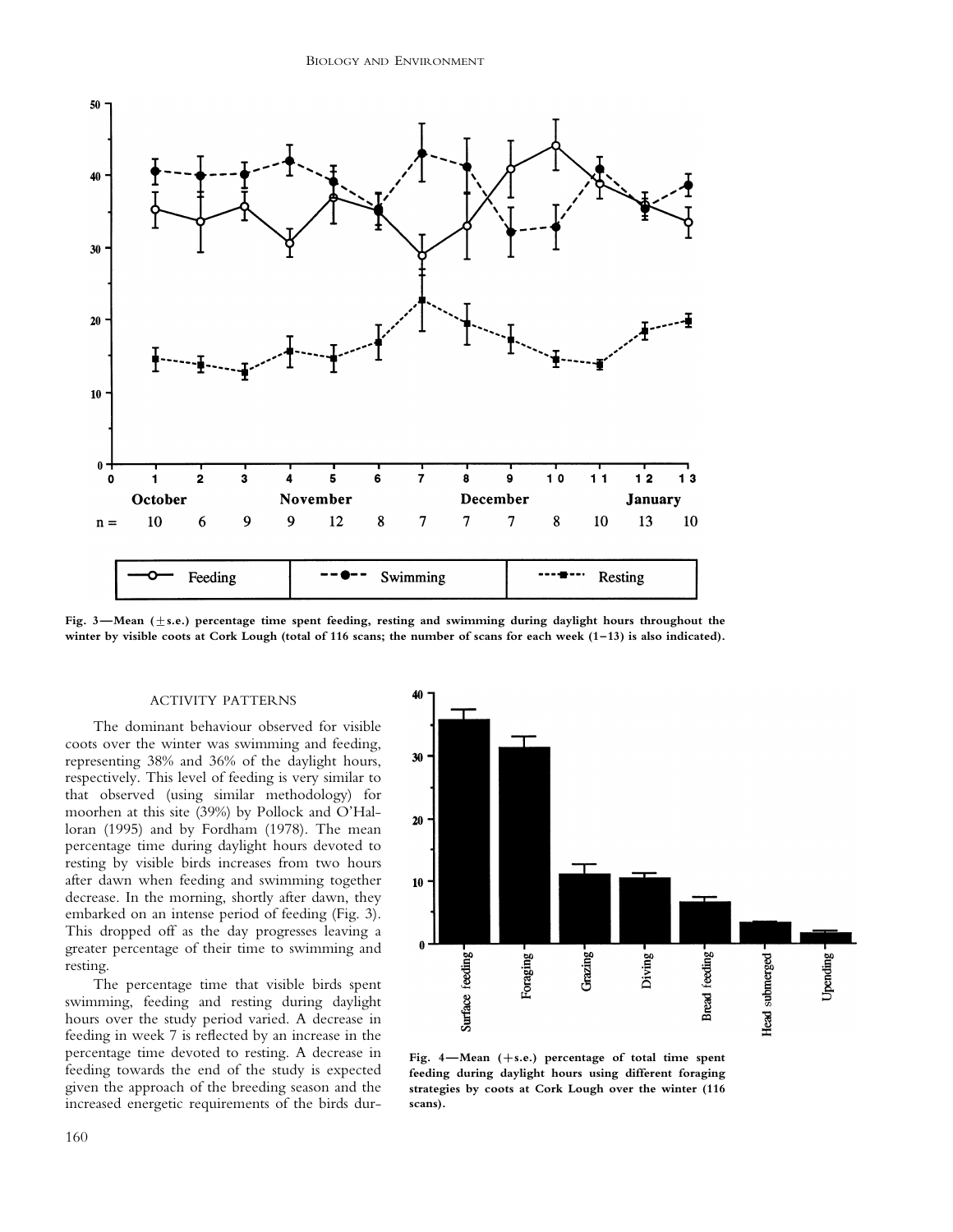Fig. 3—Mean (±s.e.) percentage time spent feeding, resting and swimming during daylight hours throughout the winter by visible coots at Cork Lough (total of 116 scans; the number of scans for each week (1–13) is also indicated).

## ACTIVITY PATTERNS

The dominant behaviour observed for visible coots over the winter was swimming and feeding, representing 38% and 36% of the daylight hours, respectively. This level of feeding is very similar to that observed (using similar methodology) for moorhen at this site (39%) by Pollock and O'Halloran (1995) and by Fordham (1978). The mean percentage time during daylight hours devoted to resting by visible birds increases from two hours after dawn when feeding and swimming together decrease. In the morning, shortly after dawn, they embarked on an intense period of feeding (Fig. 3). This dropped off as the day progresses leaving a greater percentage of their time to swimming and resting.

The percentage time that visible birds spent swimming, feeding and resting during daylight hours over the study period varied. A decrease in feeding in week 7 is reflected by an increase in the percentage time devoted to resting. A decrease in feeding towards the end of the study is expected given the approach of the breeding season and the increased energetic requirements of the birds dur-

Fig. 4—Mean (+s.e.) percentage of total time spent feeding during daylight hours using different foraging strategies by coots at Cork Lough over the winter (116 scans).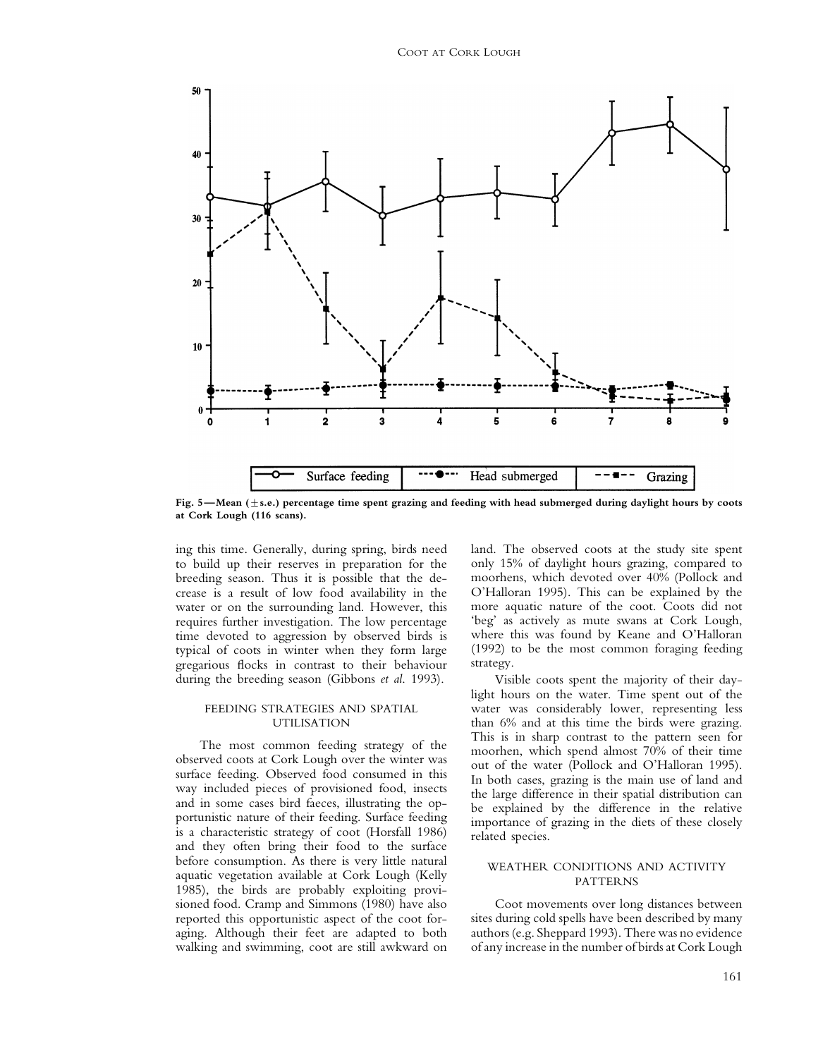Fig. 5—Mean (±s.e.) percentage time spent grazing and feeding with head submerged during daylight hours by coots at Cork Lough (116 scans).

ing this time. Generally, during spring, birds need to build up their reserves in preparation for the breeding season. Thus it is possible that the decrease is a result of low food availability in the water or on the surrounding land. However, this requires further investigation. The low percentage time devoted to aggression by observed birds is typical of coots in winter when they form large gregarious flocks in contrast to their behaviour during the breeding season (Gibbons *et al.* 1993).

### FEEDING STRATEGIES AND SPATIAL UTILISATION

The most common feeding strategy of the observed coots at Cork Lough over the winter was surface feeding. Observed food consumed in this way included pieces of provisioned food, insects and in some cases bird faeces, illustrating the opportunistic nature of their feeding. Surface feeding is a characteristic strategy of coot (Horsfall 1986) and they often bring their food to the surface before consumption. As there is very little natural aquatic vegetation available at Cork Lough (Kelly 1985), the birds are probably exploiting provisioned food. Cramp and Simmons (1980) have also reported this opportunistic aspect of the coot foraging. Although their feet are adapted to both walking and swimming, coot are still awkward on land. The observed coots at the study site spent only 15% of daylight hours grazing, compared to moorhens, which devoted over 40% (Pollock and O'Halloran 1995). This can be explained by the more aquatic nature of the coot. Coots did not 'beg' as actively as mute swans at Cork Lough, where this was found by Keane and O'Halloran (1992) to be the most common foraging feeding strategy.

Visible coots spent the majority of their daylight hours on the water. Time spent out of the water was considerably lower, representing less than 6% and at this time the birds were grazing. This is in sharp contrast to the pattern seen for moorhen, which spend almost 70% of their time out of the water (Pollock and O'Halloran 1995). In both cases, grazing is the main use of land and the large difference in their spatial distribution can be explained by the difference in the relative importance of grazing in the diets of these closely related species.

### WEATHER CONDITIONS AND ACTIVITY PATTERNS

Coot movements over long distances between sites during cold spells have been described by many authors (e.g. Sheppard 1993). There was no evidence of any increase in the number of birds at Cork Lough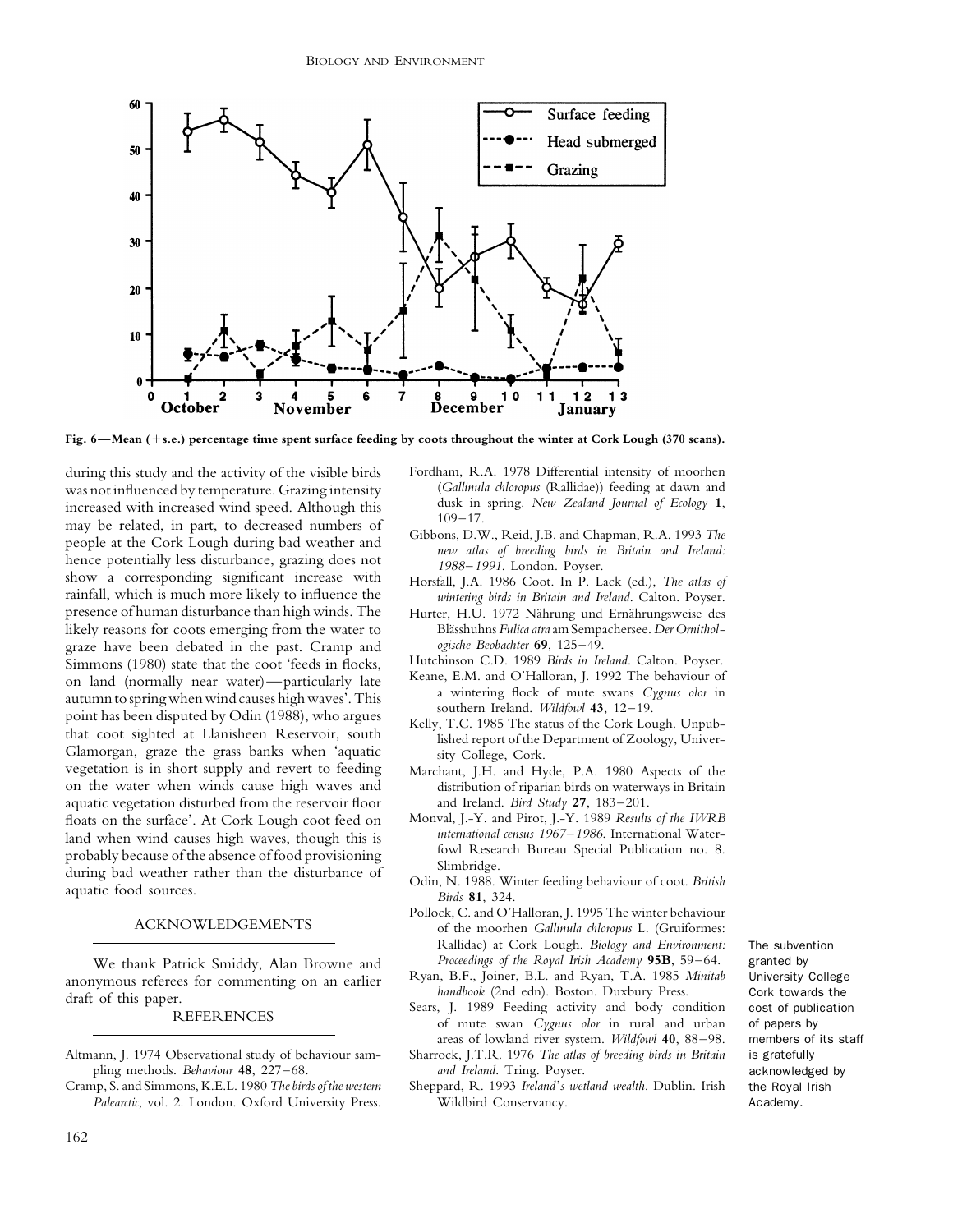60

50

40

30

20

10

0

0 1 2 3 4 5 6 7 8 9 10 11 12 13

October November December January

Surface feeding

Head submerged

Grazing

**Fig. 6—Mean (±s.e.) percentage time spent surface feeding by coots throughout the winter at Cork Lough (370 scans).**

during this study and the activity of the visible birds was not influenced by temperature. Grazing intensity increased with increased wind speed. Although this may be related, in part, to decreased numbers of people at the Cork Lough during bad weather and hence potentially less disturbance, grazing does not show a corresponding significant increase with rainfall, which is much more likely to influence the presence of human disturbance than high winds. The likely reasons for coots emerging from the water to graze have been debated in the past. Cramp and Simmons (1980) state that the coot 'feeds in flocks, on land (normally near water)—particularly late autumn to spring when wind causes high waves'. This point has been disputed by Odin (1988), who argues that coot sighted at Llanisheen Reservoir, south Glamorgan, graze the grass banks when 'aquatic vegetation is in short supply and revert to feeding on the water when winds cause high waves and aquatic vegetation disturbed from the reservoir floor floats on the surface'. At Cork Lough coot feed on land when wind causes high waves, though this is probably because of the absence of food provisioning during bad weather rather than the disturbance of aquatic food sources.

## ACKNOWLEDGEMENTS

We thank Patrick Smiddy, Alan Browne and anonymous referees for commenting on an earlier draft of this paper.

## REFERENCES

Altmann, J. 1974 Observational study of behaviour sampling methods. *Behaviour* **48**, 227–68.

Cramp, S. and Simmons, K.E.L. 1980 *The birds of the western Palearctic*, vol. 2. London. Oxford University Press.

Fordham, R.A. 1978 Differential intensity of moorhen (*Gallinula chloropus* (Rallidae)) feeding at dawn and dusk in spring. *New Zealand Journal of Ecology* **1**, 109–17.

Gibbons, D.W., Reid, J.B. and Chapman, R.A. 1993 *The new atlas of breeding birds in Britain and Ireland: 1988–1991.* London. Poyser.

Horsfall, J.A. 1986 Coot. In P. Lack (ed.), *The atlas of wintering birds in Britain and Ireland*. Calton. Poyser.

Hurter, H.U. 1972 Nährung und Ernährungsweise des Blässhuhns *Fulica atra* am Sempachersee. *Der Ornithologische Beobachter* **69**, 125–49.

Hutchinson C.D. 1989 *Birds in Ireland*. Calton. Poyser.

Keane, E.M. and O'Halloran, J. 1992 The behaviour of a wintering flock of mute swans *Cygnus olor* in southern Ireland. *Wildfowl* **43**, 12–19.

Kelly, T.C. 1985 The status of the Cork Lough. Unpublished report of the Department of Zoology, University College, Cork.

Marchant, J.H. and Hyde, P.A. 1980 Aspects of the distribution of riparian birds on waterways in Britain and Ireland. *Bird Study* **27**, 183–201.

Monval, J.-Y. and Pirot, J.-Y. 1989 *Results of the IWRB international census 1967–1986.* International Waterfowl Research Bureau Special Publication no. 8. Slimbridge.

Odin, N. 1988. Winter feeding behaviour of coot. *British Birds* **81**, 324.

Pollock, C. and O'Halloran, J. 1995 The winter behaviour of the moorhen *Gallinula chloropus* L. (Gruiformes: Rallidae) at Cork Lough. *Biology and Environment: Proceedings of the Royal Irish Academy* **95B**, 59–64.

Ryan, B.F., Joiner, B.L. and Ryan, T.A. 1985 *Minitab handbook* (2nd edn). Boston. Duxbury Press.

Sears, J. 1989 Feeding activity and body condition of mute swan *Cygnus olor* in rural and urban areas of lowland river system. *Wildfowl* **40**, 88–98.

Sharrock, J.T.R. 1976 *The atlas of breeding birds in Britain and Ireland*. Tring. Poyser.

Sheppard, R. 1993 *Ireland's wetland wealth*. Dublin. Irish Wildbird Conservancy.

The subvention granted by University College Cork towards the cost of publication of papers by members of its staff is gratefully acknowledged by the Royal Irish Academy.